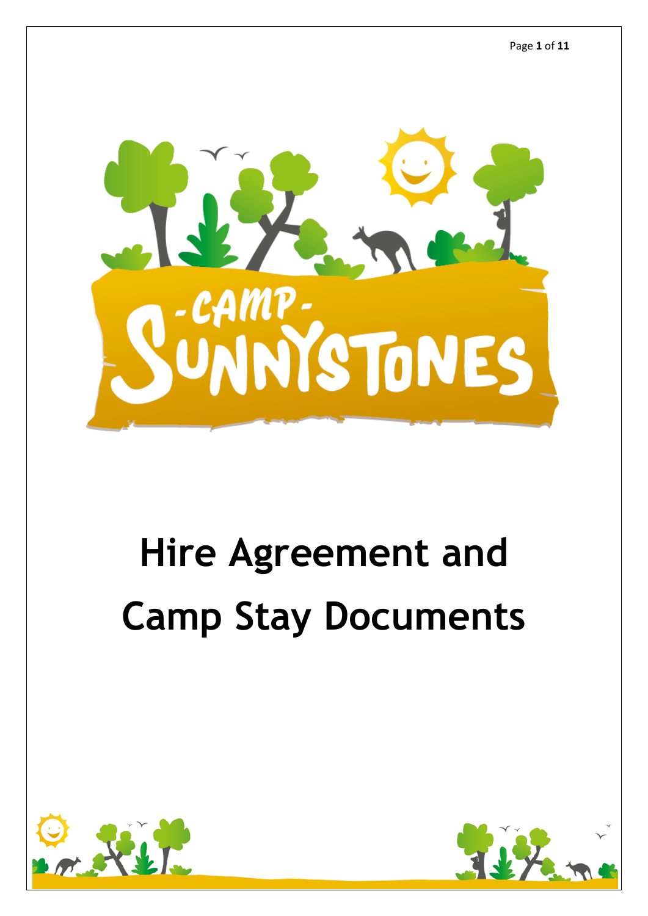# Hire Agreement and Camp Stay Documents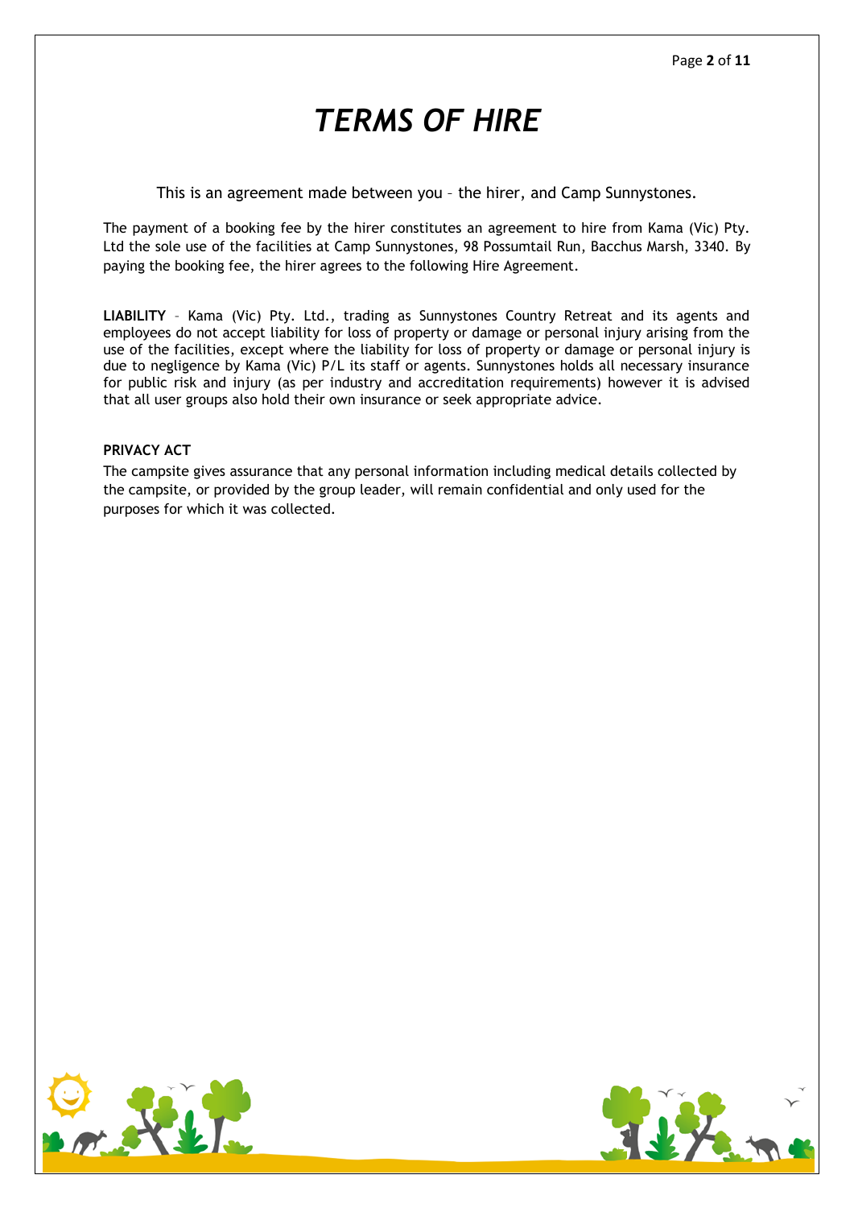# *TERMS OF HIRE*

This is an agreement made between you – the hirer, and Camp Sunnystones.

The payment of a booking fee by the hirer constitutes an agreement to hire from Kama (Vic) Pty. Ltd the sole use of the facilities at Camp Sunnystones, 98 Possumtail Run, Bacchus Marsh, 3340. By paying the booking fee, the hirer agrees to the following Hire Agreement.

**LIABILITY** – Kama (Vic) Pty. Ltd., trading as Sunnystones Country Retreat and its agents and employees do not accept liability for loss of property or damage or personal injury arising from the use of the facilities, except where the liability for loss of property or damage or personal injury is due to negligence by Kama (Vic) P/L its staff or agents. Sunnystones holds all necessary insurance for public risk and injury (as per industry and accreditation requirements) however it is advised that all user groups also hold their own insurance or seek appropriate advice.

**PRIVACY ACT**

The campsite gives assurance that any personal information including medical details collected by the campsite, or provided by the group leader, will remain confidential and only used for the purposes for which it was collected.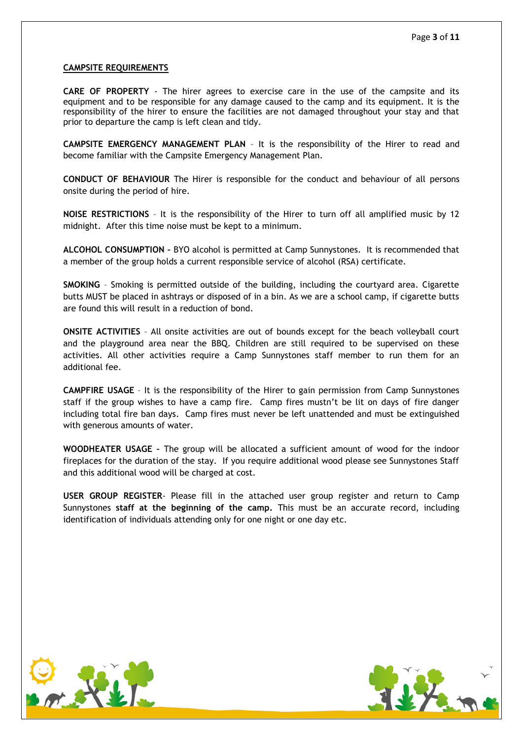## CAMPSITE REQUIREMENTS

**CARE OF PROPERTY** - The hirer agrees to exercise care in the use of the campsite and its equipment and to be responsible for any damage caused to the camp and its equipment. It is the responsibility of the hirer to ensure the facilities are not damaged throughout your stay and that prior to departure the camp is left clean and tidy.

**CAMPSITE EMERGENCY MANAGEMENT PLAN** – It is the responsibility of the Hirer to read and become familiar with the Campsite Emergency Management Plan.

**CONDUCT OF BEHAVIOUR** The Hirer is responsible for the conduct and behaviour of all persons onsite during the period of hire.

**NOISE RESTRICTIONS** – It is the responsibility of the Hirer to turn off all amplified music by 12 midnight. After this time noise must be kept to a minimum.

**ALCOHOL CONSUMPTION –** BYO alcohol is permitted at Camp Sunnystones. It is recommended that a member of the group holds a current responsible service of alcohol (RSA) certificate.

**SMOKING** – Smoking is permitted outside of the building, including the courtyard area. Cigarette butts MUST be placed in ashtrays or disposed of in a bin. As we are a school camp, if cigarette butts are found this will result in a reduction of bond.

**ONSITE ACTIVITIES** – All onsite activities are out of bounds except for the beach volleyball court and the playground area near the BBQ. Children are still required to be supervised on these activities. All other activities require a Camp Sunnystones staff member to run them for an additional fee.

**CAMPFIRE USAGE** – It is the responsibility of the Hirer to gain permission from Camp Sunnystones staff if the group wishes to have a camp fire. Camp fires mustn't be lit on days of fire danger including total fire ban days. Camp fires must never be left unattended and must be extinguished with generous amounts of water.

**WOODHEATER USAGE –** The group will be allocated a sufficient amount of wood for the indoor fireplaces for the duration of the stay. If you require additional wood please see Sunnystones Staff and this additional wood will be charged at cost.

**USER GROUP REGISTER**- Please fill in the attached user group register and return to Camp Sunnystones **staff at the beginning of the camp.** This must be an accurate record, including identification of individuals attending only for one night or one day etc.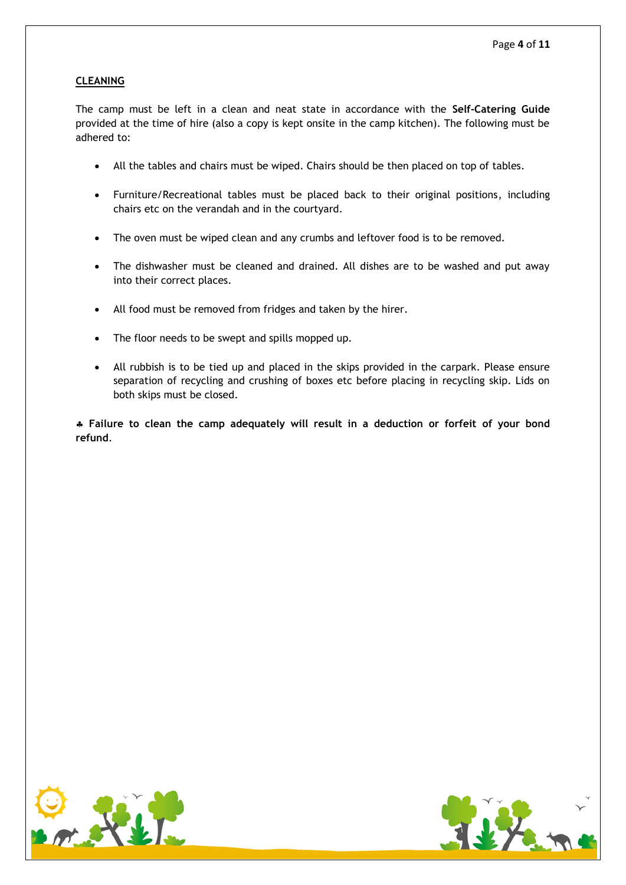## CLEANING

The camp must be left in a clean and neat state in accordance with the **Self-Catering Guide** provided at the time of hire (also a copy is kept onsite in the camp kitchen). The following must be adhered to:

- All the tables and chairs must be wiped. Chairs should be then placed on top of tables.
- Furniture/Recreational tables must be placed back to their original positions, including chairs etc on the verandah and in the courtyard.
- The oven must be wiped clean and any crumbs and leftover food is to be removed.
- The dishwasher must be cleaned and drained. All dishes are to be washed and put away into their correct places.
- All food must be removed from fridges and taken by the hirer.
- The floor needs to be swept and spills mopped up.
- All rubbish is to be tied up and placed in the skips provided in the carpark. Please ensure separation of recycling and crushing of boxes etc before placing in recycling skip. Lids on both skips must be closed.

♣ **Failure to clean the camp adequately will result in a deduction or forfeit of your bond refund**.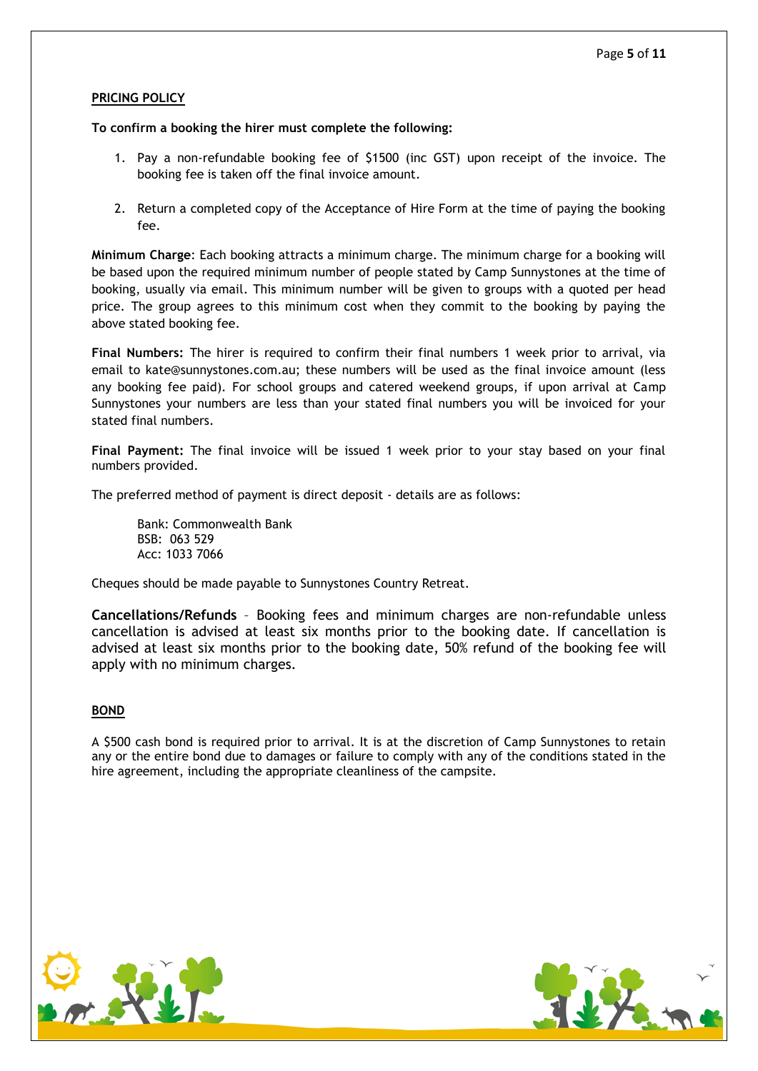## PRICING POLICY

**To confirm a booking the hirer must complete the following:**

1. Pay a non-refundable booking fee of $1500 (inc GST) upon receipt of the invoice. The booking fee is taken off the final invoice amount.

2. Return a completed copy of the Acceptance of Hire Form at the time of paying the booking fee.

**Minimum Charge**: Each booking attracts a minimum charge. The minimum charge for a booking will be based upon the required minimum number of people stated by Camp Sunnystones at the time of booking, usually via email. This minimum number will be given to groups with a quoted per head price. The group agrees to this minimum cost when they commit to the booking by paying the above stated booking fee.

**Final Numbers:** The hirer is required to confirm their final numbers 1 week prior to arrival, via email to kate@sunnystones.com.au; these numbers will be used as the final invoice amount (less any booking fee paid). For school groups and catered weekend groups, if upon arrival at Camp Sunnystones your numbers are less than your stated final numbers you will be invoiced for your stated final numbers.

**Final Payment:** The final invoice will be issued 1 week prior to your stay based on your final numbers provided.

The preferred method of payment is direct deposit - details are as follows:

Bank: Commonwealth Bank
BSB: 063 529
Acc: 1033 7066

Cheques should be made payable to Sunnystones Country Retreat.

**Cancellations/Refunds** – Booking fees and minimum charges are non-refundable unless cancellation is advised at least six months prior to the booking date. If cancellation is advised at least six months prior to the booking date, 50% refund of the booking fee will apply with no minimum charges.

## BOND

A $500 cash bond is required prior to arrival. It is at the discretion of Camp Sunnystones to retain any or the entire bond due to damages or failure to comply with any of the conditions stated in the hire agreement, including the appropriate cleanliness of the campsite.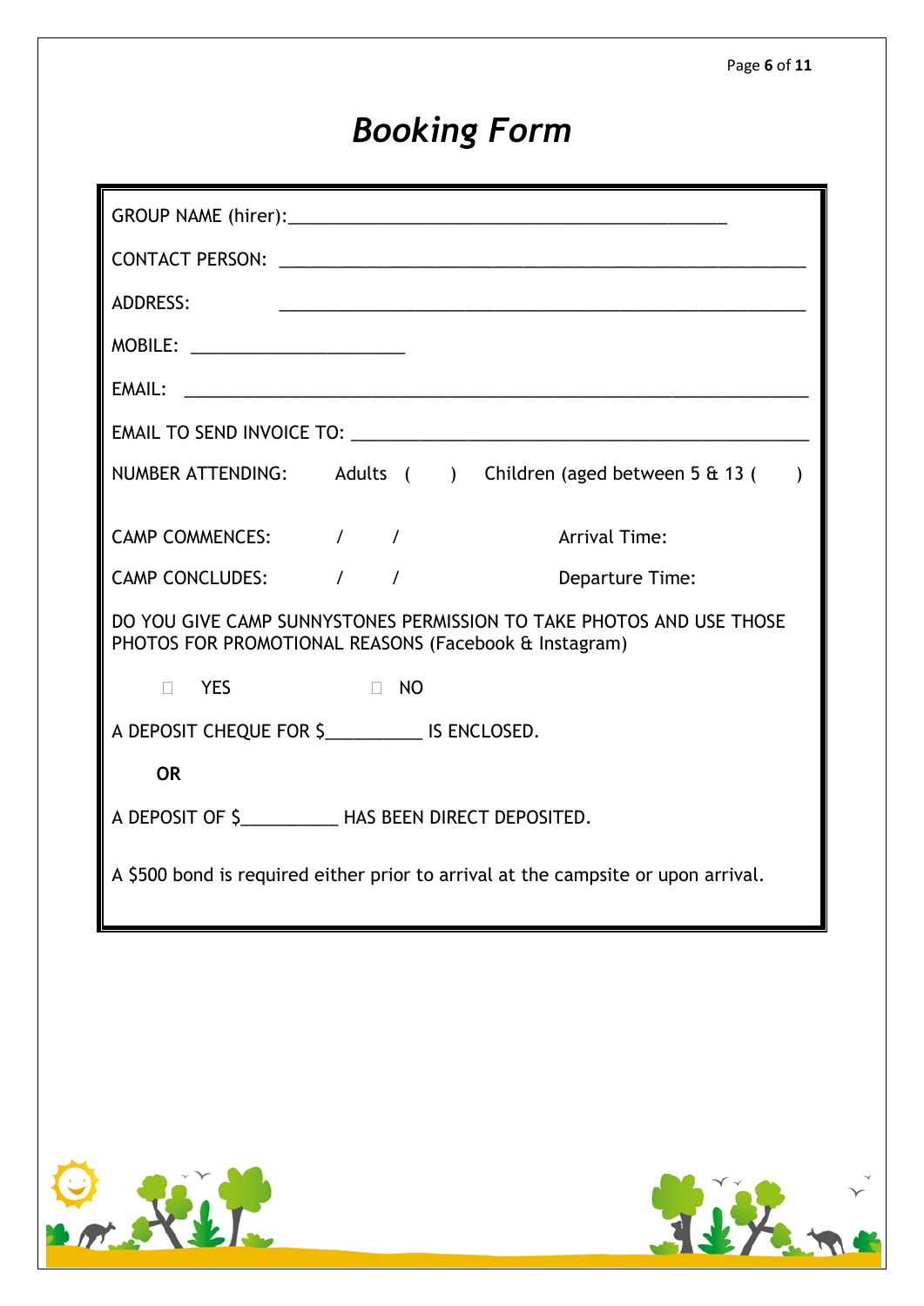# *Booking Form*

GROUP NAME (hirer):_____________________________________________

CONTACT PERSON: _______________________________________________________

ADDRESS: _______________________________________________________

MOBILE: ______________________

EMAIL: _________________________________________________________________

EMAIL TO SEND INVOICE TO: _____________________________________________

NUMBER ATTENDING: Adults ( ) Children (aged between 5 & 13 ( )

CAMP COMMENCES: / / Arrival Time:

CAMP CONCLUDES: / / Departure Time:

DO YOU GIVE CAMP SUNNYSTONES PERMISSION TO TAKE PHOTOS AND USE THOSE PHOTOS FOR PROMOTIONAL REASONS (Facebook & Instagram)

☐ YES ☐ NO

A DEPOSIT CHEQUE FOR $__________ IS ENCLOSED.

**OR**

A DEPOSIT OF $__________ HAS BEEN DIRECT DEPOSITED.

A $500 bond is required either prior to arrival at the campsite or upon arrival.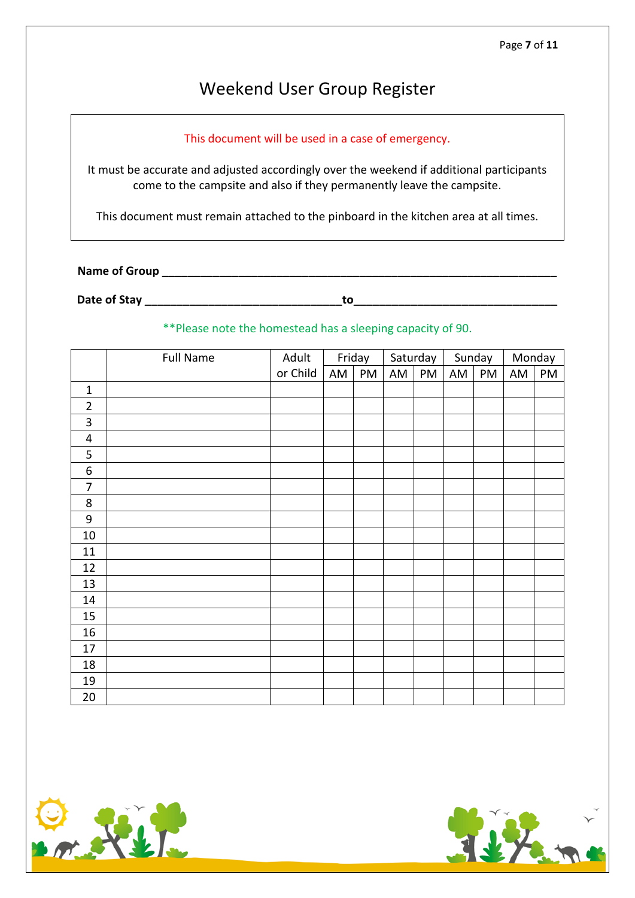# Weekend User Group Register

This document will be used in a case of emergency.

It must be accurate and adjusted accordingly over the weekend if additional participants come to the campsite and also if they permanently leave the campsite.

This document must remain attached to the pinboard in the kitchen area at all times.

**Name of Group** ________________________________________________________________

**Date of Stay** ______________________________**to**______________________________

**Please note the homestead has a sleeping capacity of 90.

| | Full Name | Adult or Child | Friday | | Saturday | | Sunday | | Monday | |
|---|---|---|---|---|---|---|---|---|---|---|
| | | | AM | PM | AM | PM | AM | PM | AM | PM |
| 1 | | | | | | | | | | |
| 2 | | | | | | | | | | |
| 3 | | | | | | | | | | |
| 4 | | | | | | | | | | |
| 5 | | | | | | | | | | |
| 6 | | | | | | | | | | |
| 7 | | | | | | | | | | |
| 8 | | | | | | | | | | |
| 9 | | | | | | | | | | |
| 10 | | | | | | | | | | |
| 11 | | | | | | | | | | |
| 12 | | | | | | | | | | |
| 13 | | | | | | | | | | |
| 14 | | | | | | | | | | |
| 15 | | | | | | | | | | |
| 16 | | | | | | | | | | |
| 17 | | | | | | | | | | |
| 18 | | | | | | | | | | |
| 19 | | | | | | | | | | |
| 20 | | | | | | | | | | |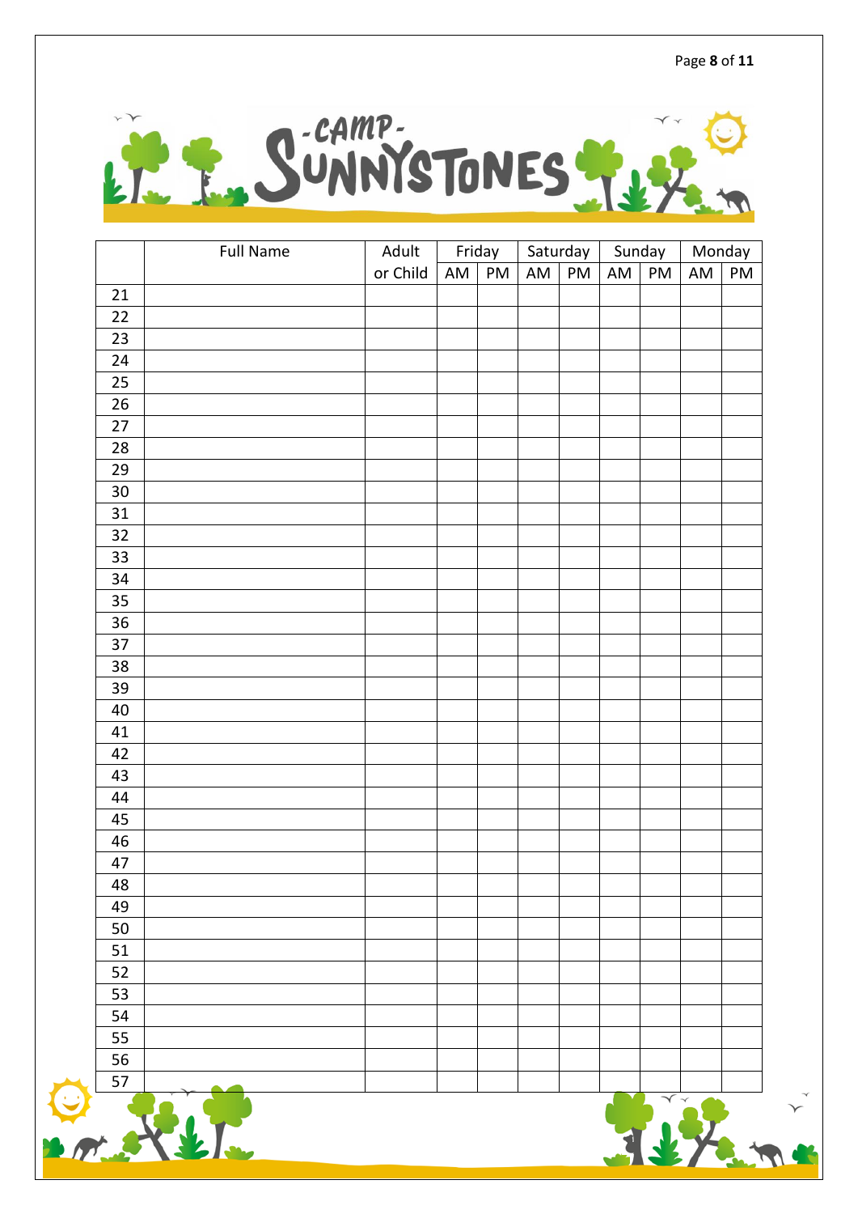# -CAMP- SUNNYSTONES

| | Full Name | Adult or Child | Friday | | Saturday | | Sunday | | Monday | |
|---|---|---|---|---|---|---|---|---|---|---|
| | | | AM | PM | AM | PM | AM | PM | AM | PM |
| 21 | | | | | | | | | | |
| 22 | | | | | | | | | | |
| 23 | | | | | | | | | | |
| 24 | | | | | | | | | | |
| 25 | | | | | | | | | | |
| 26 | | | | | | | | | | |
| 27 | | | | | | | | | | |
| 28 | | | | | | | | | | |
| 29 | | | | | | | | | | |
| 30 | | | | | | | | | | |
| 31 | | | | | | | | | | |
| 32 | | | | | | | | | | |
| 33 | | | | | | | | | | |
| 34 | | | | | | | | | | |
| 35 | | | | | | | | | | |
| 36 | | | | | | | | | | |
| 37 | | | | | | | | | | |
| 38 | | | | | | | | | | |
| 39 | | | | | | | | | | |
| 40 | | | | | | | | | | |
| 41 | | | | | | | | | | |
| 42 | | | | | | | | | | |
| 43 | | | | | | | | | | |
| 44 | | | | | | | | | | |
| 45 | | | | | | | | | | |
| 46 | | | | | | | | | | |
| 47 | | | | | | | | | | |
| 48 | | | | | | | | | | |
| 49 | | | | | | | | | | |
| 50 | | | | | | | | | | |
| 51 | | | | | | | | | | |
| 52 | | | | | | | | | | |
| 53 | | | | | | | | | | |
| 54 | | | | | | | | | | |
| 55 | | | | | | | | | | |
| 56 | | | | | | | | | | |
| 57 | | | | | | | | | | |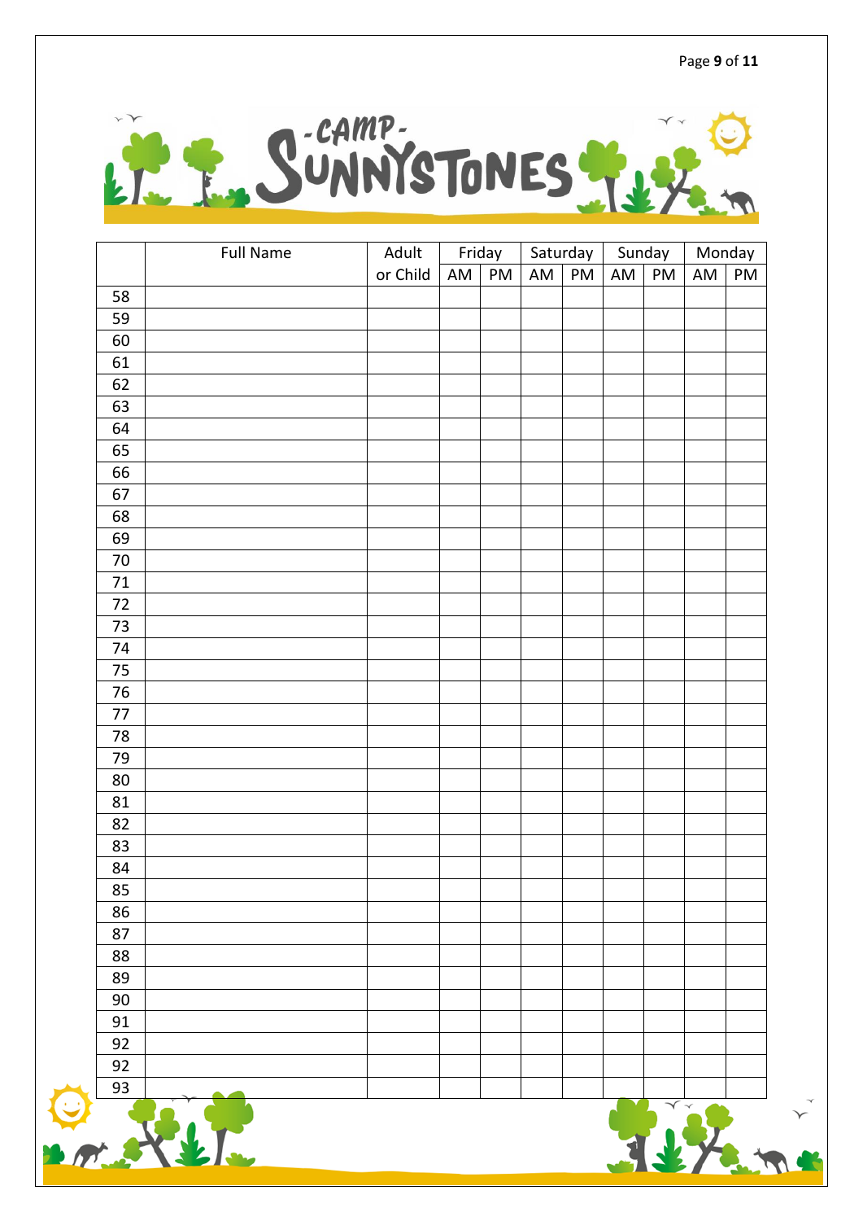# -CAMP- SUNNYSTONES

| | Full Name | Adult | Friday | | Saturday | | Sunday | | Monday | |
|---|---|---|---|---|---|---|---|---|---|---|
| | | or Child | AM | PM | AM | PM | AM | PM | AM | PM |
| 58 | | | | | | | | | | |
| 59 | | | | | | | | | | |
| 60 | | | | | | | | | | |
| 61 | | | | | | | | | | |
| 62 | | | | | | | | | | |
| 63 | | | | | | | | | | |
| 64 | | | | | | | | | | |
| 65 | | | | | | | | | | |
| 66 | | | | | | | | | | |
| 67 | | | | | | | | | | |
| 68 | | | | | | | | | | |
| 69 | | | | | | | | | | |
| 70 | | | | | | | | | | |
| 71 | | | | | | | | | | |
| 72 | | | | | | | | | | |
| 73 | | | | | | | | | | |
| 74 | | | | | | | | | | |
| 75 | | | | | | | | | | |
| 76 | | | | | | | | | | |
| 77 | | | | | | | | | | |
| 78 | | | | | | | | | | |
| 79 | | | | | | | | | | |
| 80 | | | | | | | | | | |
| 81 | | | | | | | | | | |
| 82 | | | | | | | | | | |
| 83 | | | | | | | | | | |
| 84 | | | | | | | | | | |
| 85 | | | | | | | | | | |
| 86 | | | | | | | | | | |
| 87 | | | | | | | | | | |
| 88 | | | | | | | | | | |
| 89 | | | | | | | | | | |
| 90 | | | | | | | | | | |
| 91 | | | | | | | | | | |
| 92 | | | | | | | | | | |
| 92 | | | | | | | | | | |
| 93 | | | | | | | | | | |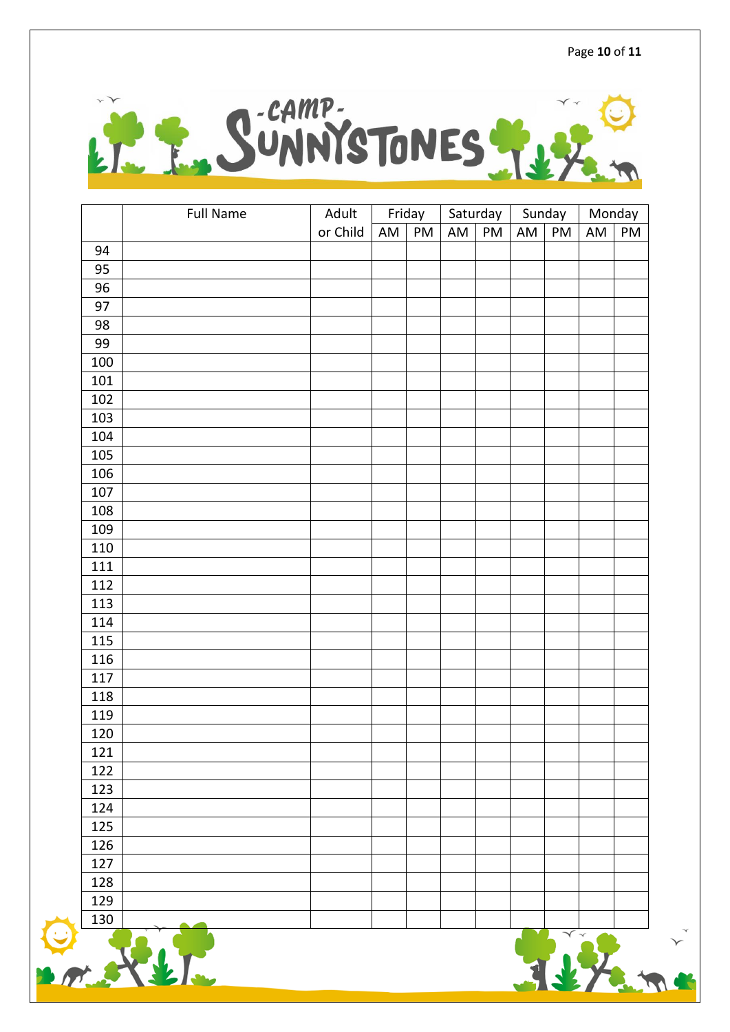# CAMP SUNNYSTONES

| | Full Name | Adult or Child | Friday | | Saturday | | Sunday | | Monday | |
|---|---|---|---|---|---|---|---|---|---|---|
| | | | AM | PM | AM | PM | AM | PM | AM | PM |
| 94 | | | | | | | | | | |
| 95 | | | | | | | | | | |
| 96 | | | | | | | | | | |
| 97 | | | | | | | | | | |
| 98 | | | | | | | | | | |
| 99 | | | | | | | | | | |
| 100 | | | | | | | | | | |
| 101 | | | | | | | | | | |
| 102 | | | | | | | | | | |
| 103 | | | | | | | | | | |
| 104 | | | | | | | | | | |
| 105 | | | | | | | | | | |
| 106 | | | | | | | | | | |
| 107 | | | | | | | | | | |
| 108 | | | | | | | | | | |
| 109 | | | | | | | | | | |
| 110 | | | | | | | | | | |
| 111 | | | | | | | | | | |
| 112 | | | | | | | | | | |
| 113 | | | | | | | | | | |
| 114 | | | | | | | | | | |
| 115 | | | | | | | | | | |
| 116 | | | | | | | | | | |
| 117 | | | | | | | | | | |
| 118 | | | | | | | | | | |
| 119 | | | | | | | | | | |
| 120 | | | | | | | | | | |
| 121 | | | | | | | | | | |
| 122 | | | | | | | | | | |
| 123 | | | | | | | | | | |
| 124 | | | | | | | | | | |
| 125 | | | | | | | | | | |
| 126 | | | | | | | | | | |
| 127 | | | | | | | | | | |
| 128 | | | | | | | | | | |
| 129 | | | | | | | | | | |
| 130 | | | | | | | | | | |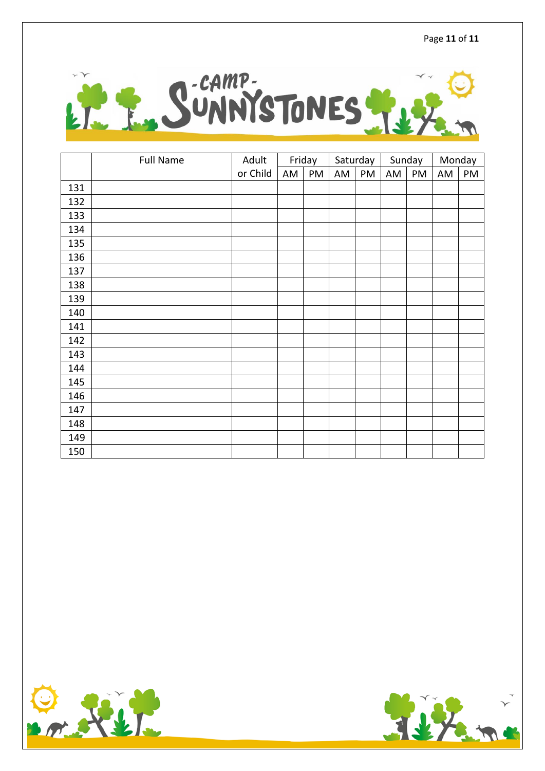# -CAMP- SUNNYSTONES

| | Full Name | Adult or Child | Friday | | Saturday | | Sunday | | Monday | |
|---|---|---|---|---|---|---|---|---|---|---|
| | | | AM | PM | AM | PM | AM | PM | AM | PM |
| 131 | | | | | | | | | | |
| 132 | | | | | | | | | | |
| 133 | | | | | | | | | | |
| 134 | | | | | | | | | | |
| 135 | | | | | | | | | | |
| 136 | | | | | | | | | | |
| 137 | | | | | | | | | | |
| 138 | | | | | | | | | | |
| 139 | | | | | | | | | | |
| 140 | | | | | | | | | | |
| 141 | | | | | | | | | | |
| 142 | | | | | | | | | | |
| 143 | | | | | | | | | | |
| 144 | | | | | | | | | | |
| 145 | | | | | | | | | | |
| 146 | | | | | | | | | | |
| 147 | | | | | | | | | | |
| 148 | | | | | | | | | | |
| 149 | | | | | | | | | | |
| 150 | | | | | | | | | | |